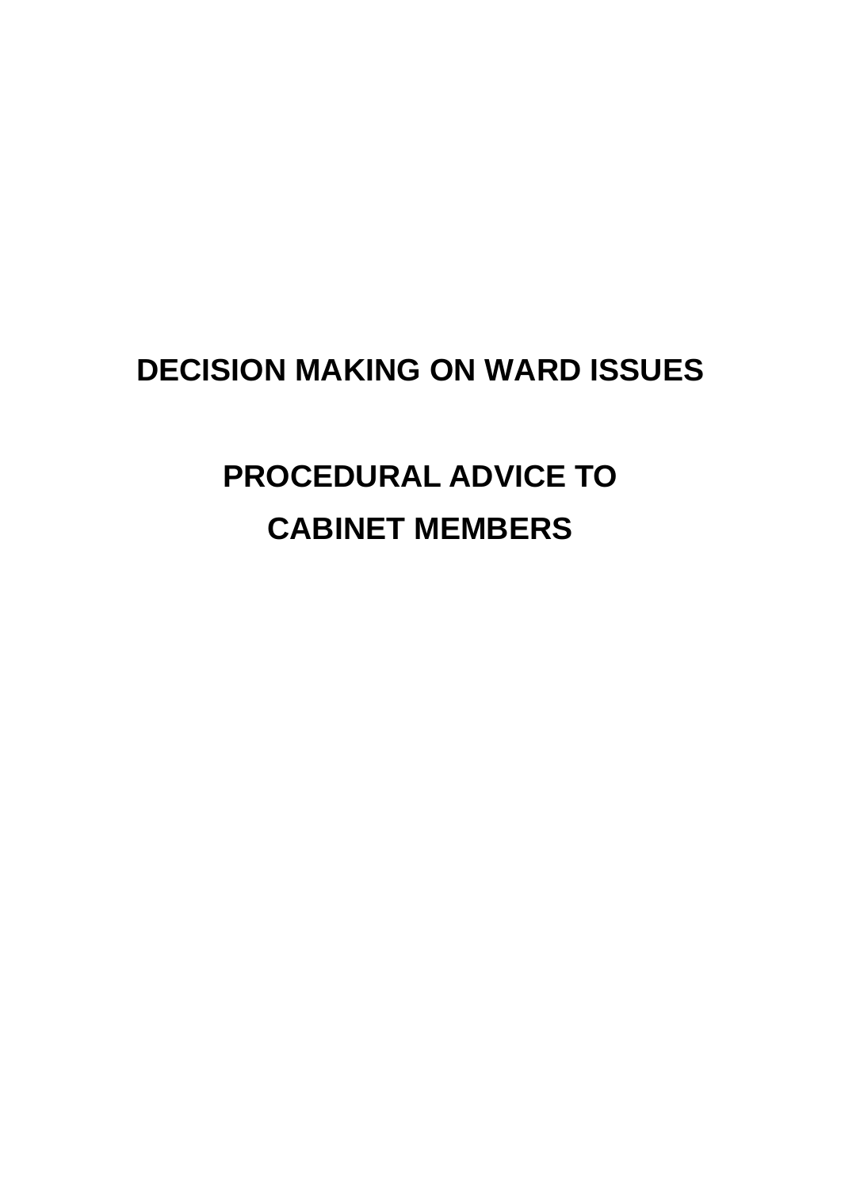# DECISION MAKING ON WARD ISSUES

## PROCEDURAL ADVICE TO CABINET MEMBERS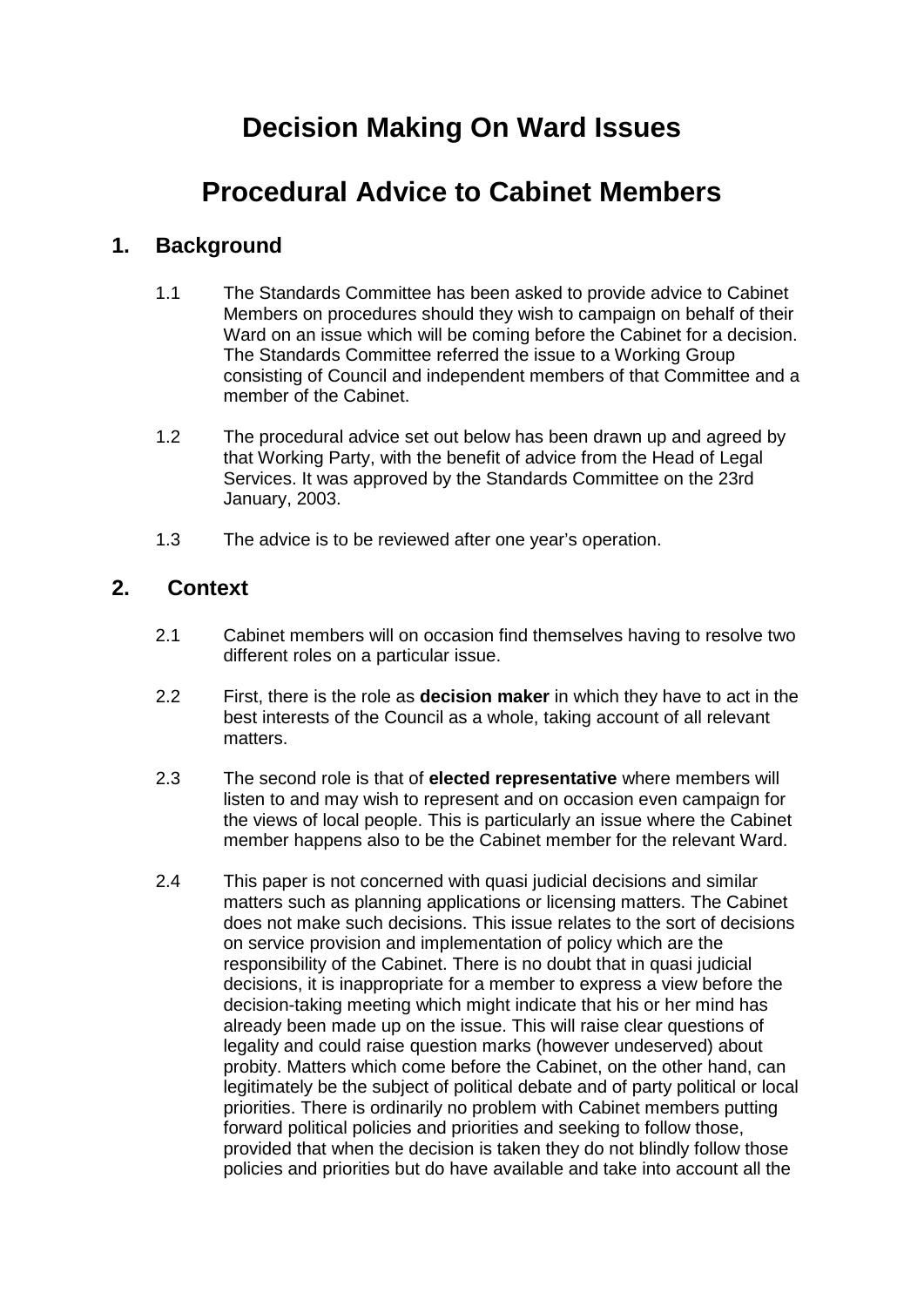# Decision Making On Ward Issues

# Procedural Advice to Cabinet Members

## 1. Background

1.1 The Standards Committee has been asked to provide advice to Cabinet Members on procedures should they wish to campaign on behalf of their Ward on an issue which will be coming before the Cabinet for a decision. The Standards Committee referred the issue to a Working Group consisting of Council and independent members of that Committee and a member of the Cabinet.

1.2 The procedural advice set out below has been drawn up and agreed by that Working Party, with the benefit of advice from the Head of Legal Services. It was approved by the Standards Committee on the 23rd January, 2003.

1.3 The advice is to be reviewed after one year's operation.

## 2. Context

2.1 Cabinet members will on occasion find themselves having to resolve two different roles on a particular issue.

2.2 First, there is the role as **decision maker** in which they have to act in the best interests of the Council as a whole, taking account of all relevant matters.

2.3 The second role is that of **elected representative** where members will listen to and may wish to represent and on occasion even campaign for the views of local people. This is particularly an issue where the Cabinet member happens also to be the Cabinet member for the relevant Ward.

2.4 This paper is not concerned with quasi judicial decisions and similar matters such as planning applications or licensing matters. The Cabinet does not make such decisions. This issue relates to the sort of decisions on service provision and implementation of policy which are the responsibility of the Cabinet. There is no doubt that in quasi judicial decisions, it is inappropriate for a member to express a view before the decision-taking meeting which might indicate that his or her mind has already been made up on the issue. This will raise clear questions of legality and could raise question marks (however undeserved) about probity. Matters which come before the Cabinet, on the other hand, can legitimately be the subject of political debate and of party political or local priorities. There is ordinarily no problem with Cabinet members putting forward political policies and priorities and seeking to follow those, provided that when the decision is taken they do not blindly follow those policies and priorities but do have available and take into account all the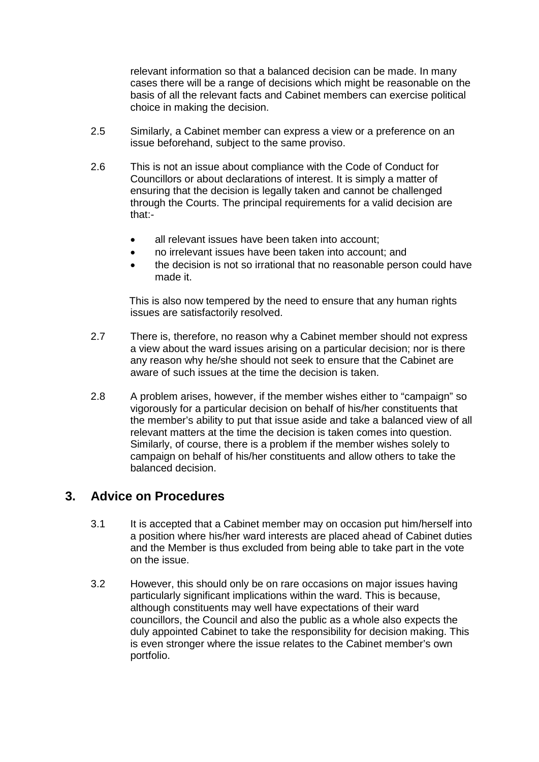relevant information so that a balanced decision can be made. In many cases there will be a range of decisions which might be reasonable on the basis of all the relevant facts and Cabinet members can exercise political choice in making the decision.

2.5 Similarly, a Cabinet member can express a view or a preference on an issue beforehand, subject to the same proviso.

2.6 This is not an issue about compliance with the Code of Conduct for Councillors or about declarations of interest. It is simply a matter of ensuring that the decision is legally taken and cannot be challenged through the Courts. The principal requirements for a valid decision are that:-

- all relevant issues have been taken into account;
- no irrelevant issues have been taken into account; and
- the decision is not so irrational that no reasonable person could have made it.

This is also now tempered by the need to ensure that any human rights issues are satisfactorily resolved.

2.7 There is, therefore, no reason why a Cabinet member should not express a view about the ward issues arising on a particular decision; nor is there any reason why he/she should not seek to ensure that the Cabinet are aware of such issues at the time the decision is taken.

2.8 A problem arises, however, if the member wishes either to "campaign" so vigorously for a particular decision on behalf of his/her constituents that the member's ability to put that issue aside and take a balanced view of all relevant matters at the time the decision is taken comes into question. Similarly, of course, there is a problem if the member wishes solely to campaign on behalf of his/her constituents and allow others to take the balanced decision.

## 3. Advice on Procedures

3.1 It is accepted that a Cabinet member may on occasion put him/herself into a position where his/her ward interests are placed ahead of Cabinet duties and the Member is thus excluded from being able to take part in the vote on the issue.

3.2 However, this should only be on rare occasions on major issues having particularly significant implications within the ward. This is because, although constituents may well have expectations of their ward councillors, the Council and also the public as a whole also expects the duly appointed Cabinet to take the responsibility for decision making. This is even stronger where the issue relates to the Cabinet member's own portfolio.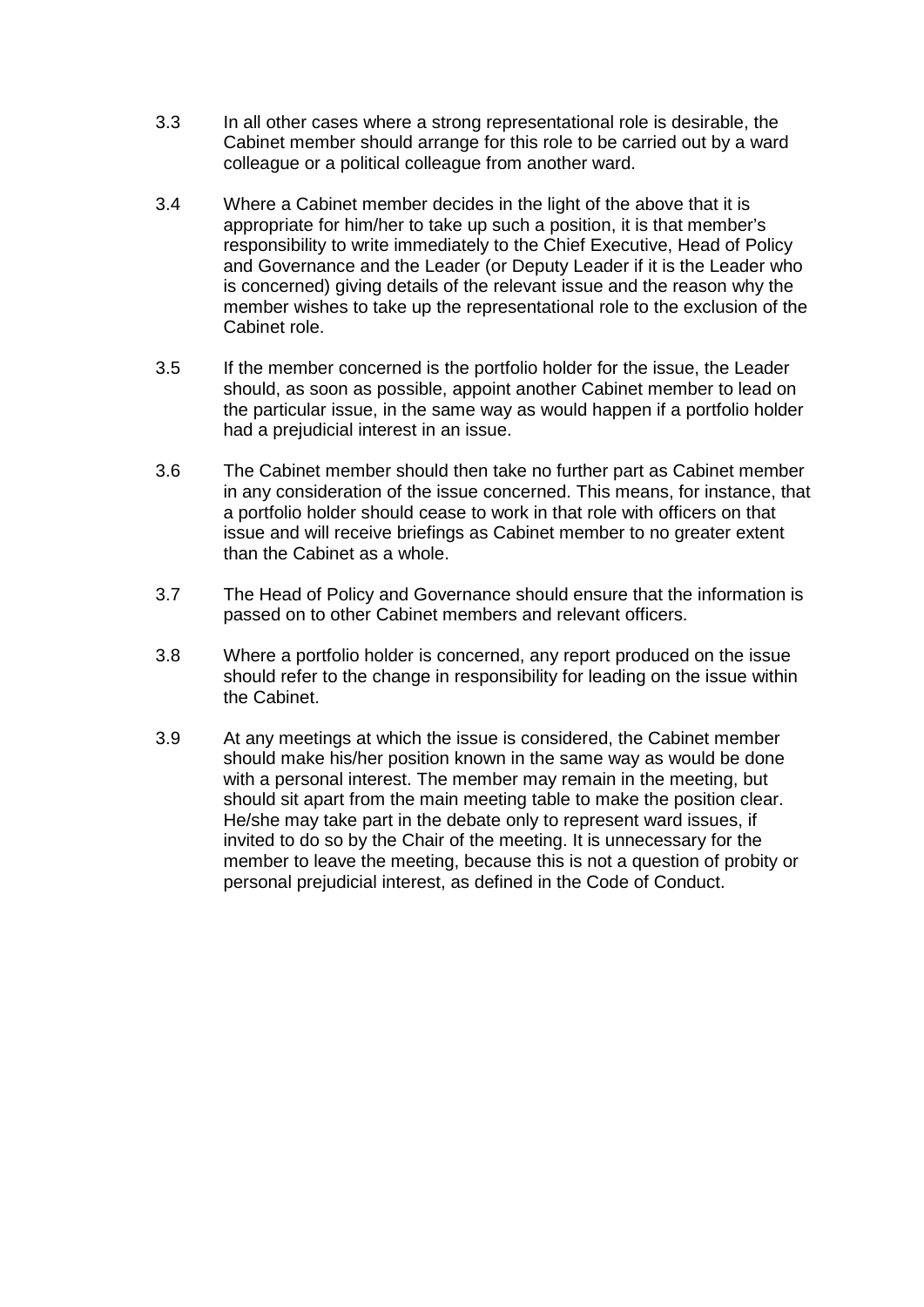3.3 In all other cases where a strong representational role is desirable, the Cabinet member should arrange for this role to be carried out by a ward colleague or a political colleague from another ward.

3.4 Where a Cabinet member decides in the light of the above that it is appropriate for him/her to take up such a position, it is that member's responsibility to write immediately to the Chief Executive, Head of Policy and Governance and the Leader (or Deputy Leader if it is the Leader who is concerned) giving details of the relevant issue and the reason why the member wishes to take up the representational role to the exclusion of the Cabinet role.

3.5 If the member concerned is the portfolio holder for the issue, the Leader should, as soon as possible, appoint another Cabinet member to lead on the particular issue, in the same way as would happen if a portfolio holder had a prejudicial interest in an issue.

3.6 The Cabinet member should then take no further part as Cabinet member in any consideration of the issue concerned. This means, for instance, that a portfolio holder should cease to work in that role with officers on that issue and will receive briefings as Cabinet member to no greater extent than the Cabinet as a whole.

3.7 The Head of Policy and Governance should ensure that the information is passed on to other Cabinet members and relevant officers.

3.8 Where a portfolio holder is concerned, any report produced on the issue should refer to the change in responsibility for leading on the issue within the Cabinet.

3.9 At any meetings at which the issue is considered, the Cabinet member should make his/her position known in the same way as would be done with a personal interest. The member may remain in the meeting, but should sit apart from the main meeting table to make the position clear. He/she may take part in the debate only to represent ward issues, if invited to do so by the Chair of the meeting. It is unnecessary for the member to leave the meeting, because this is not a question of probity or personal prejudicial interest, as defined in the Code of Conduct.